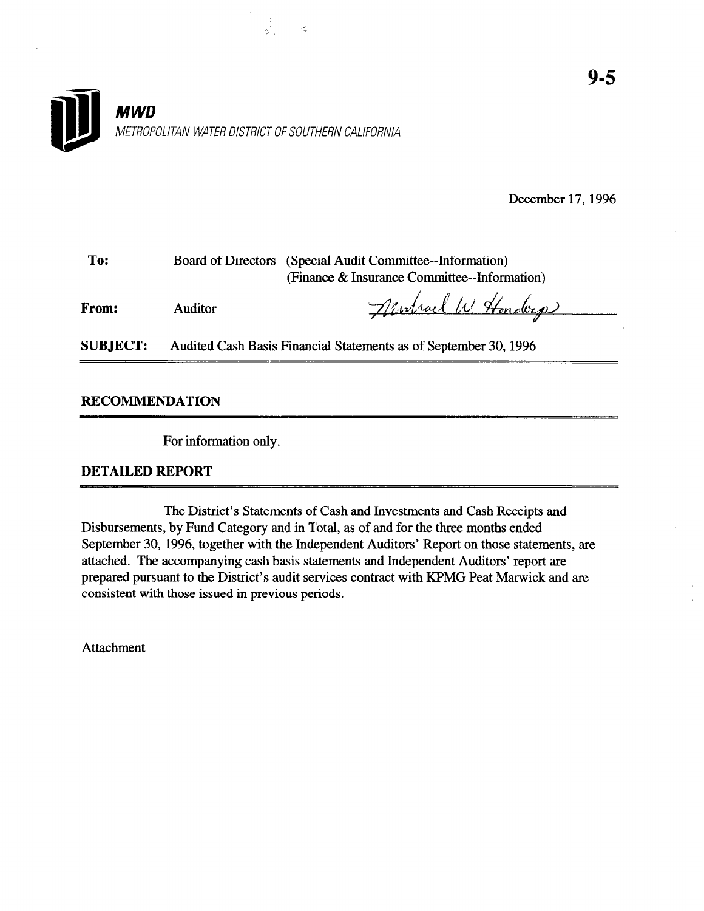9-5

**MWD**
*METROPOLITAN WATER DISTRICT OF SOUTHERN CALIFORNIA*

December 17, 1996

| | | |
|---|---|---|
| **To:** | Board of Directors | (Special Audit Committee--Information) (Finance & Insurance Committee--Information) |
| **From:** | Auditor | Michael W. Hendrys |
| **SUBJECT:** | Audited Cash Basis Financial Statements as of September 30, 1996 | |

## RECOMMENDATION

For information only.

## DETAILED REPORT

The District's Statements of Cash and Investments and Cash Receipts and Disbursements, by Fund Category and in Total, as of and for the three months ended September 30, 1996, together with the Independent Auditors' Report on those statements, are attached. The accompanying cash basis statements and Independent Auditors' report are prepared pursuant to the District's audit services contract with KPMG Peat Marwick and are consistent with those issued in previous periods.

Attachment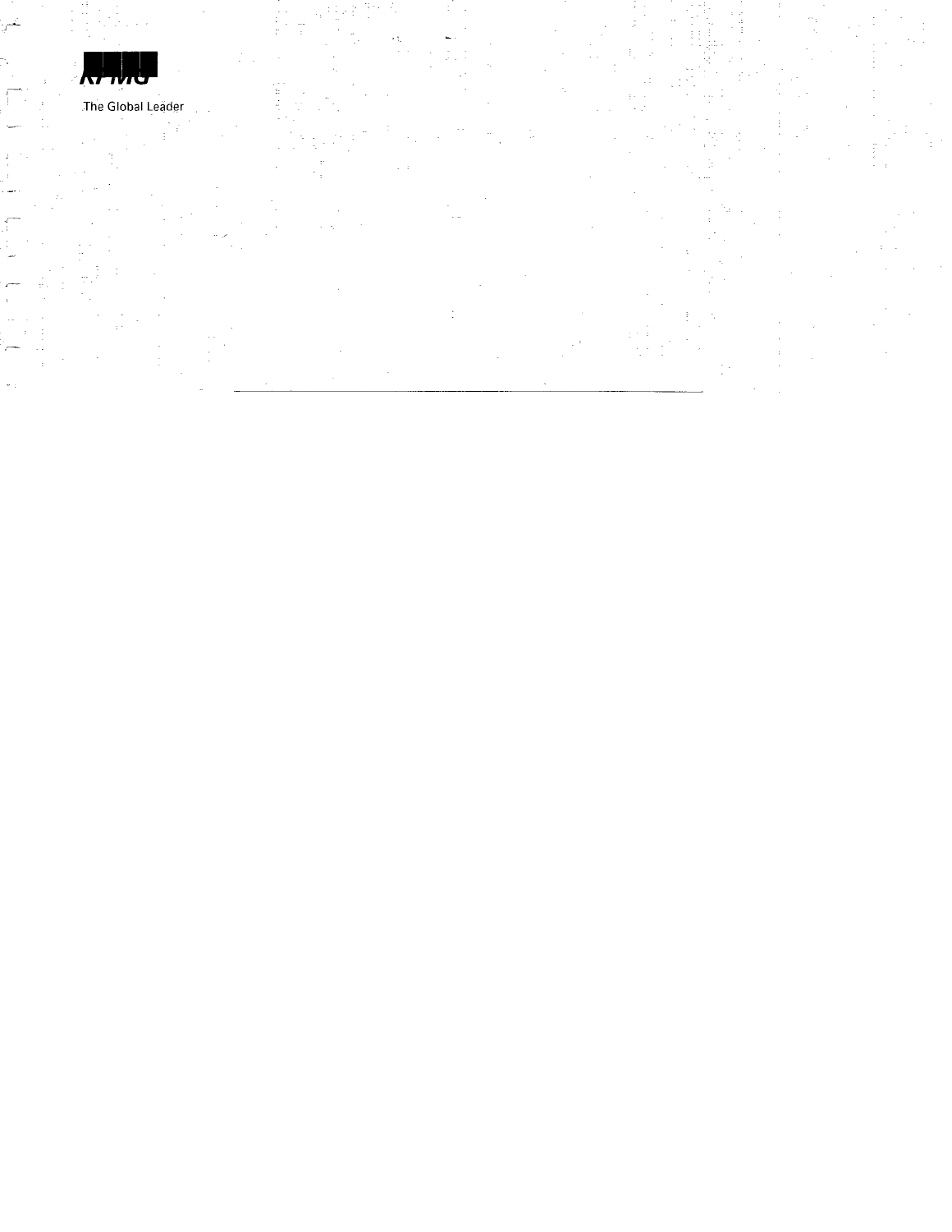KPMG

The Global Leader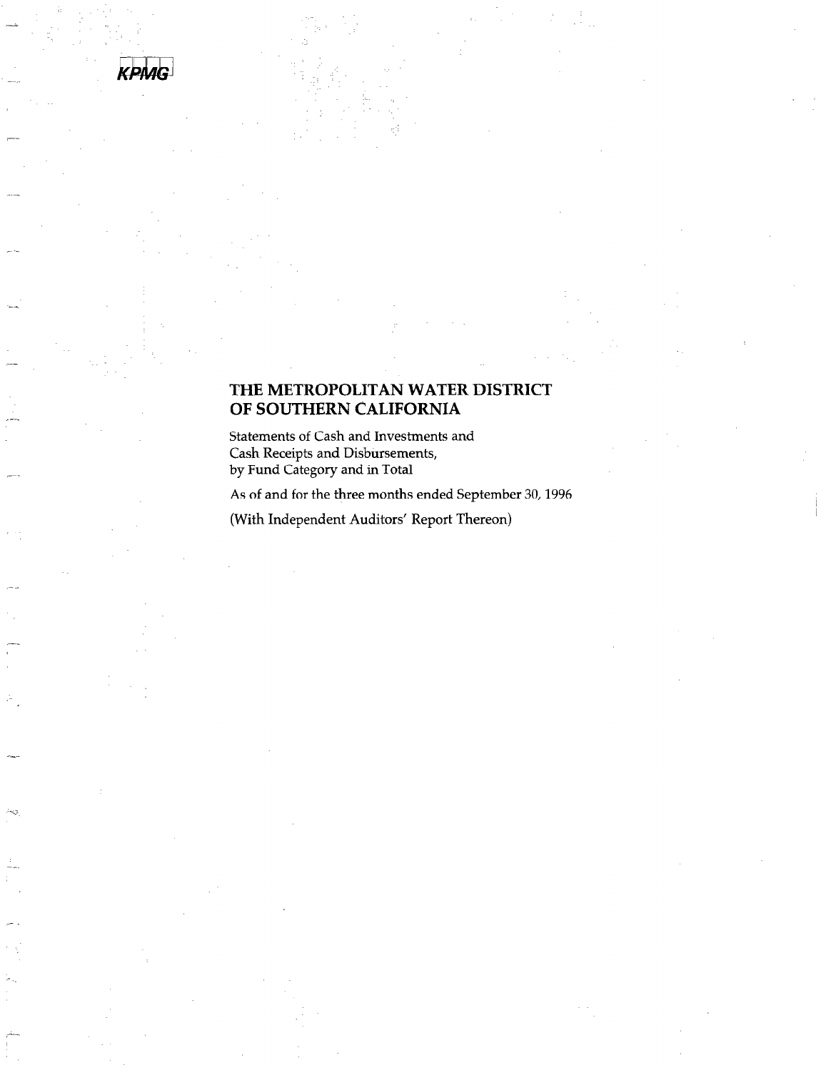KPMG

# THE METROPOLITAN WATER DISTRICT OF SOUTHERN CALIFORNIA

Statements of Cash and Investments and
Cash Receipts and Disbursements,
by Fund Category and in Total

As of and for the three months ended September 30, 1996

(With Independent Auditors' Report Thereon)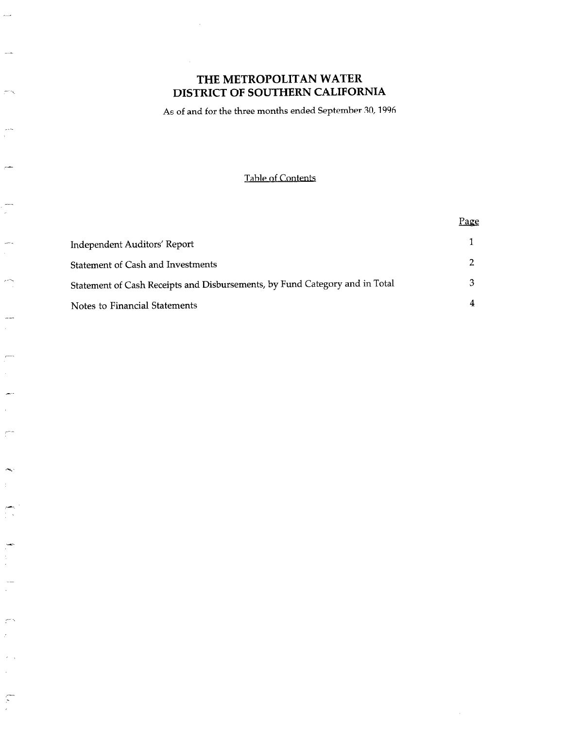# THE METROPOLITAN WATER DISTRICT OF SOUTHERN CALIFORNIA

As of and for the three months ended September 30, 1996

## Table of Contents

| | Page |
|---|---|
| Independent Auditors' Report | 1 |
| Statement of Cash and Investments | 2 |
| Statement of Cash Receipts and Disbursements, by Fund Category and in Total | 3 |
| Notes to Financial Statements | 4 |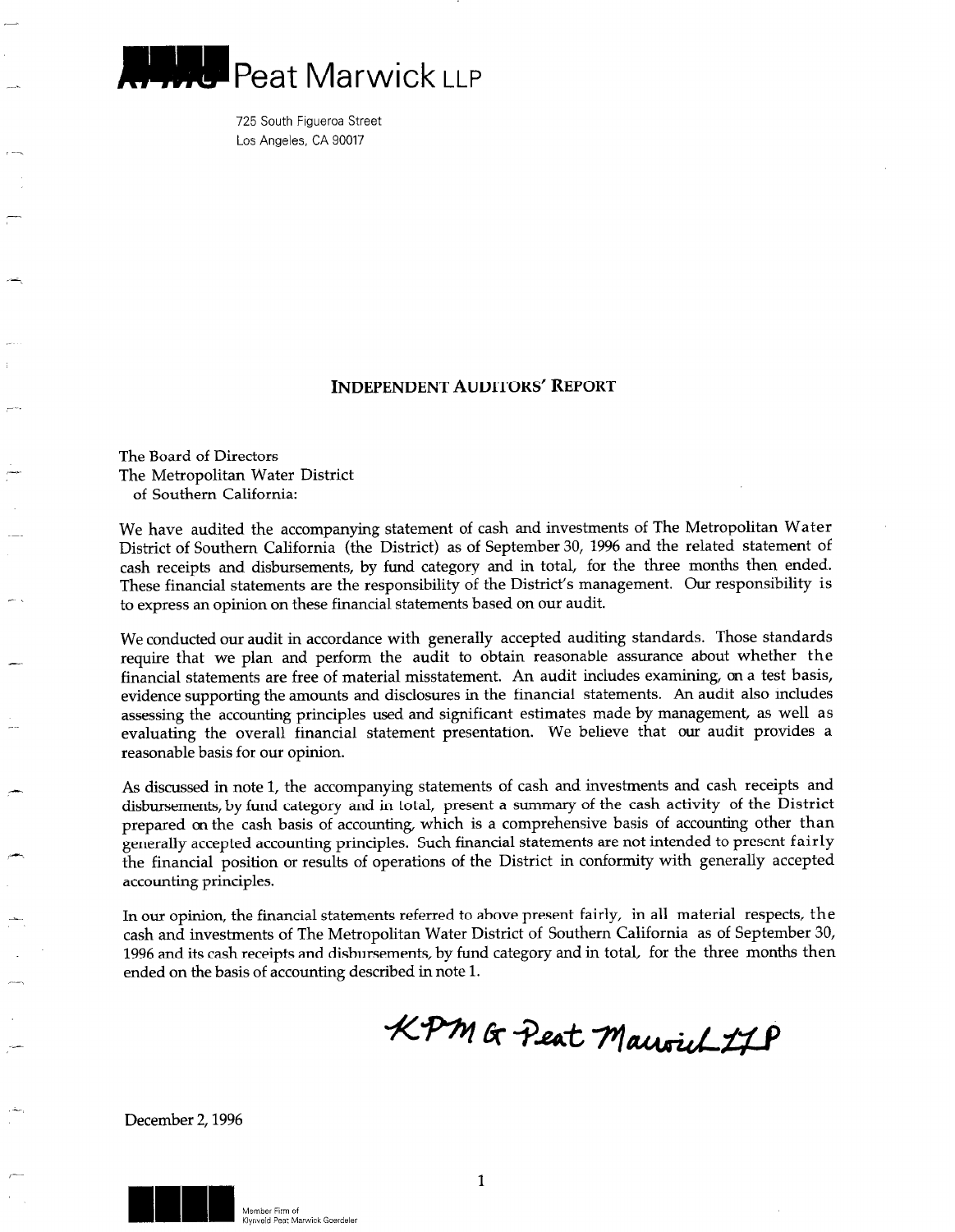KPMG Peat Marwick LLP

725 South Figueroa Street
Los Angeles, CA 90017

## INDEPENDENT AUDITORS' REPORT

The Board of Directors
The Metropolitan Water District
of Southern California:

We have audited the accompanying statement of cash and investments of The Metropolitan Water District of Southern California (the District) as of September 30, 1996 and the related statement of cash receipts and disbursements, by fund category and in total, for the three months then ended. These financial statements are the responsibility of the District's management. Our responsibility is to express an opinion on these financial statements based on our audit.

We conducted our audit in accordance with generally accepted auditing standards. Those standards require that we plan and perform the audit to obtain reasonable assurance about whether the financial statements are free of material misstatement. An audit includes examining, on a test basis, evidence supporting the amounts and disclosures in the financial statements. An audit also includes assessing the accounting principles used and significant estimates made by management, as well as evaluating the overall financial statement presentation. We believe that our audit provides a reasonable basis for our opinion.

As discussed in note 1, the accompanying statements of cash and investments and cash receipts and disbursements, by fund category and in total, present a summary of the cash activity of the District prepared on the cash basis of accounting, which is a comprehensive basis of accounting other than generally accepted accounting principles. Such financial statements are not intended to present fairly the financial position or results of operations of the District in conformity with generally accepted accounting principles.

In our opinion, the financial statements referred to above present fairly, in all material respects, the cash and investments of The Metropolitan Water District of Southern California as of September 30, 1996 and its cash receipts and disbursements, by fund category and in total, for the three months then ended on the basis of accounting described in note 1.

KPMG Peat Marwick LLP

December 2, 1996

Member Firm of
Klynveld Peat Marwick Goerdeler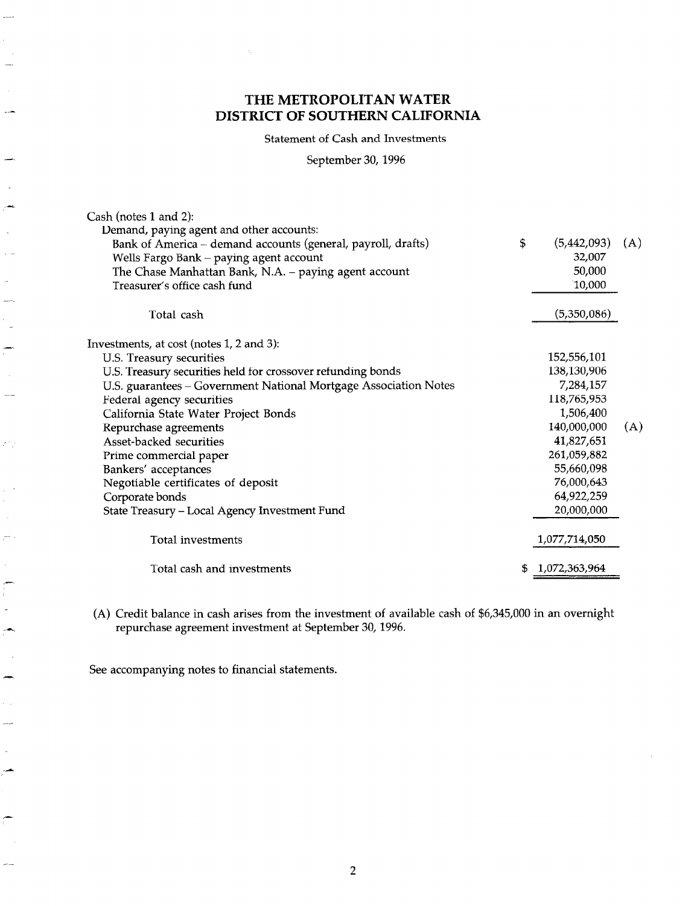# THE METROPOLITAN WATER DISTRICT OF SOUTHERN CALIFORNIA

Statement of Cash and Investments

September 30, 1996

| | | |
|---|---|---|
| Cash (notes 1 and 2): | | |
| Demand, paying agent and other accounts: | | |
| Bank of America – demand accounts (general, payroll, drafts) | $ (5,442,093) | (A) |
| Wells Fargo Bank – paying agent account | 32,007 | |
| The Chase Manhattan Bank, N.A. – paying agent account | 50,000 | |
| Treasurer's office cash fund | 10,000 | |
| Total cash | (5,350,086) | |
| Investments, at cost (notes 1, 2 and 3): | | |
| U.S. Treasury securities | 152,556,101 | |
| U.S. Treasury securities held for crossover refunding bonds | 138,130,906 | |
| U.S. guarantees – Government National Mortgage Association Notes | 7,284,157 | |
| Federal agency securities | 118,765,953 | |
| California State Water Project Bonds | 1,506,400 | |
| Repurchase agreements | 140,000,000 | (A) |
| Asset-backed securities | 41,827,651 | |
| Prime commercial paper | 261,059,882 | |
| Bankers' acceptances | 55,660,098 | |
| Negotiable certificates of deposit | 76,000,643 | |
| Corporate bonds | 64,922,259 | |
| State Treasury – Local Agency Investment Fund | 20,000,000 | |
| Total investments | 1,077,714,050 | |
| Total cash and investments | $ 1,072,363,964 | |

(A) Credit balance in cash arises from the investment of available cash of $6,345,000 in an overnight repurchase agreement investment at September 30, 1996.

See accompanying notes to financial statements.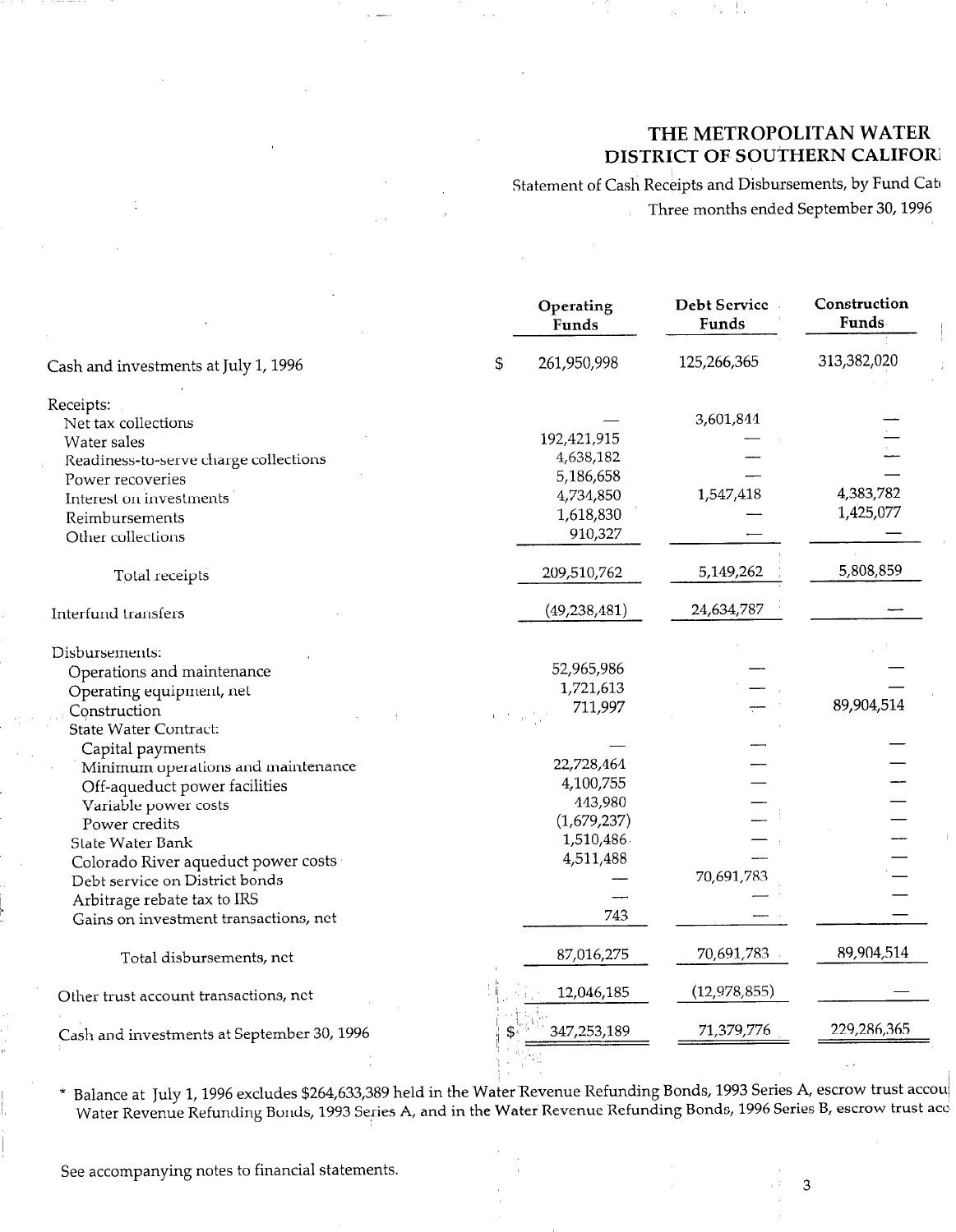# THE METROPOLITAN WATER DISTRICT OF SOUTHERN CALIFOR

Statement of Cash Receipts and Disbursements, by Fund Cat

Three months ended September 30, 1996

| | Operating Funds | Debt Service Funds | Construction Funds |
|---|---|---|---|
| Cash and investments at July 1, 1996 | $ 261,950,998 | 125,266,365 | 313,382,020 |
| Receipts: | | | |
| Net tax collections | — | 3,601,844 | — |
| Water sales | 192,421,915 | — | — |
| Readiness-to-serve charge collections | 4,638,182 | — | — |
| Power recoveries | 5,186,658 | — | — |
| Interest on investments | 4,734,850 | 1,547,418 | 4,383,782 |
| Reimbursements | 1,618,830 | — | 1,425,077 |
| Other collections | 910,327 | — | — |
| Total receipts | 209,510,762 | 5,149,262 | 5,808,859 |
| Interfund transfers | (49,238,481) | 24,634,787 | — |
| Disbursements: | | | |
| Operations and maintenance | 52,965,986 | — | — |
| Operating equipment, net | 1,721,613 | — | — |
| Construction | 711,997 | — | 89,904,514 |
| State Water Contract: | | | |
| Capital payments | — | — | — |
| Minimum operations and maintenance | 22,728,464 | — | — |
| Off-aqueduct power facilities | 4,100,755 | — | — |
| Variable power costs | 443,980 | — | — |
| Power credits | (1,679,237) | — | — |
| State Water Bank | 1,510,486 | — | — |
| Colorado River aqueduct power costs | 4,511,488 | — | — |
| Debt service on District bonds | — | 70,691,783 | — |
| Arbitrage rebate tax to IRS | — | — | — |
| Gains on investment transactions, net | 743 | — | — |
| Total disbursements, net | 87,016,275 | 70,691,783 | 89,904,514 |
| Other trust account transactions, net | 12,046,185 | (12,978,855) | — |
| Cash and investments at September 30, 1996 | $ 347,253,189 | 71,379,776 | 229,286,365 |

* Balance at July 1, 1996 excludes $264,633,389 held in the Water Revenue Refunding Bonds, 1993 Series A, escrow trust accou Water Revenue Refunding Bonds, 1993 Series A, and in the Water Revenue Refunding Bonds, 1996 Series B, escrow trust acc

See accompanying notes to financial statements.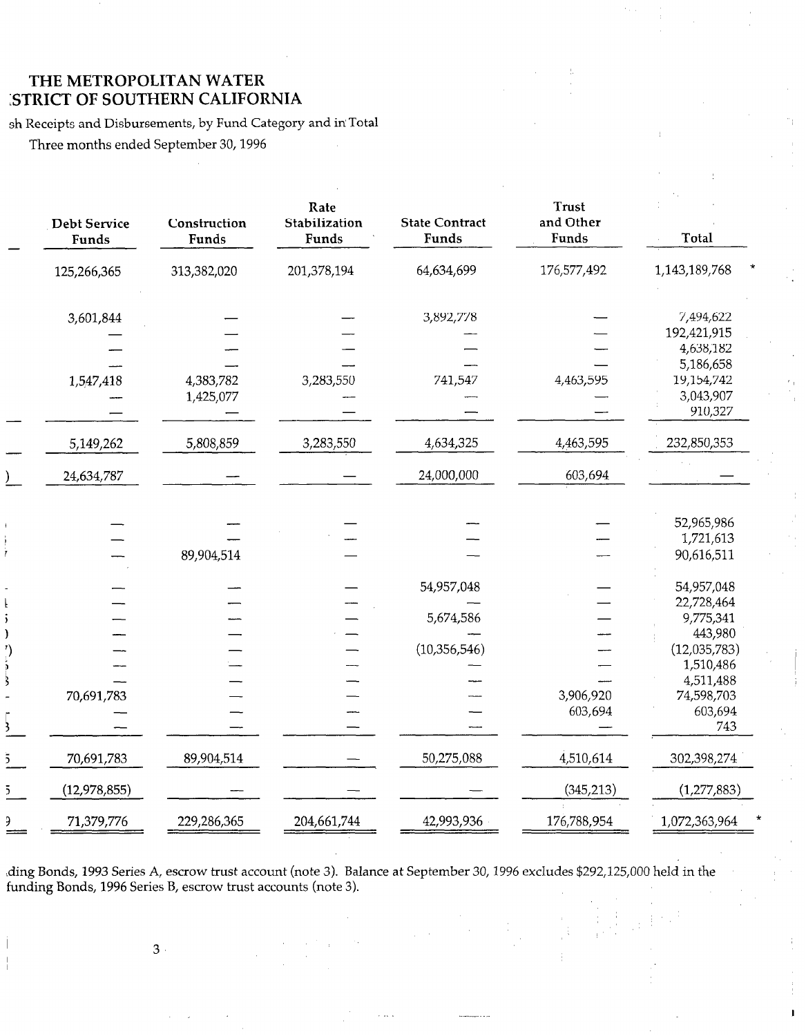# THE METROPOLITAN WATER
# :STRICT OF SOUTHERN CALIFORNIA

sh Receipts and Disbursements, by Fund Category and in Total

Three months ended September 30, 1996

| Debt Service Funds | Construction Funds | Rate Stabilization Funds | State Contract Funds | Trust and Other Funds | Total |
|---|---|---|---|---|---|
| 125,266,365 | 313,382,020 | 201,378,194 | 64,634,699 | 176,577,492 | 1,143,189,768 * |
| 3,601,844 | — | — | 3,892,778 | — | 7,494,622 |
| — | — | — | — | — | 192,421,915 |
| — | — | — | — | — | 4,638,182 |
| — | — | — | — | — | 5,186,658 |
| 1,547,418 | 4,383,782 | 3,283,550 | 741,547 | 4,463,595 | 19,154,742 |
| — | 1,425,077 | — | — | — | 3,043,907 |
| — | — | — | — | — | 910,327 |
| 5,149,262 | 5,808,859 | 3,283,550 | 4,634,325 | 4,463,595 | 232,850,353 |
| 24,634,787 | — | — | 24,000,000 | 603,694 | — |
| — | — | — | — | — | 52,965,986 |
| — | — | — | — | — | 1,721,613 |
| — | 89,904,514 | — | — | — | 90,616,511 |
| — | — | — | 54,957,048 | — | 54,957,048 |
| — | — | — | — | — | 22,728,464 |
| — | — | — | 5,674,586 | — | 9,775,341 |
| — | — | — | — | — | 443,980 |
| — | — | — | (10,356,546) | — | (12,035,783) |
| — | — | — | — | — | 1,510,486 |
| — | — | — | — | — | 4,511,488 |
| 70,691,783 | — | — | — | 3,906,920 | 74,598,703 |
| — | — | — | — | 603,694 | 603,694 |
| — | — | — | — | — | 743 |
| 70,691,783 | 89,904,514 | — | 50,275,088 | 4,510,614 | 302,398,274 |
| (12,978,855) | — | — | — | (345,213) | (1,277,883) |
| 71,379,776 | 229,286,365 | 204,661,744 | 42,993,936 | 176,788,954 | 1,072,363,964 * |

.ding Bonds, 1993 Series A, escrow trust account (note 3). Balance at September 30, 1996 excludes $292,125,000 held in the funding Bonds, 1996 Series B, escrow trust accounts (note 3).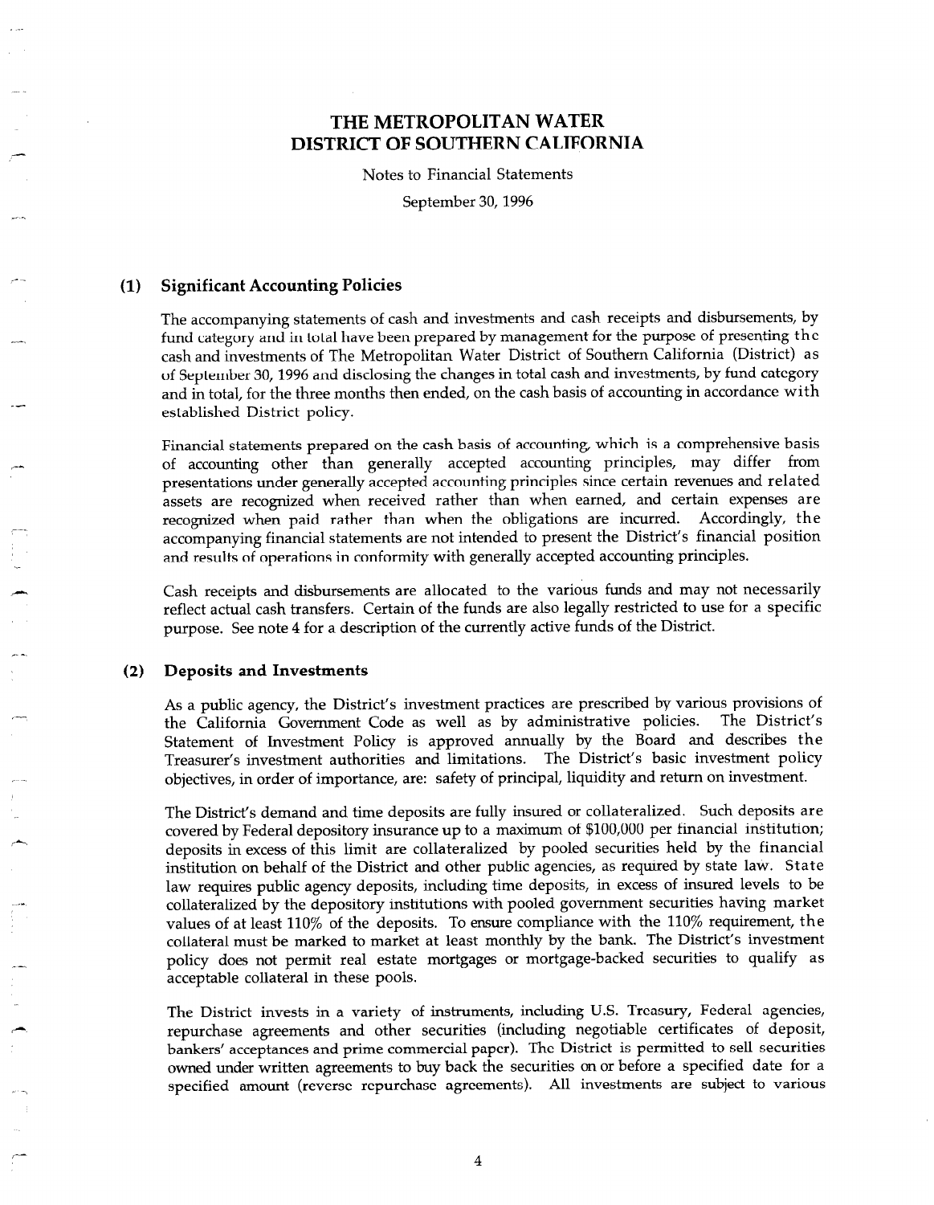# THE METROPOLITAN WATER DISTRICT OF SOUTHERN CALIFORNIA

Notes to Financial Statements

September 30, 1996

## (1) Significant Accounting Policies

The accompanying statements of cash and investments and cash receipts and disbursements, by fund category and in total have been prepared by management for the purpose of presenting the cash and investments of The Metropolitan Water District of Southern California (District) as of September 30, 1996 and disclosing the changes in total cash and investments, by fund category and in total, for the three months then ended, on the cash basis of accounting in accordance with established District policy.

Financial statements prepared on the cash basis of accounting, which is a comprehensive basis of accounting other than generally accepted accounting principles, may differ from presentations under generally accepted accounting principles since certain revenues and related assets are recognized when received rather than when earned, and certain expenses are recognized when paid rather than when the obligations are incurred. Accordingly, the accompanying financial statements are not intended to present the District's financial position and results of operations in conformity with generally accepted accounting principles.

Cash receipts and disbursements are allocated to the various funds and may not necessarily reflect actual cash transfers. Certain of the funds are also legally restricted to use for a specific purpose. See note 4 for a description of the currently active funds of the District.

## (2) Deposits and Investments

As a public agency, the District's investment practices are prescribed by various provisions of the California Government Code as well as by administrative policies. The District's Statement of Investment Policy is approved annually by the Board and describes the Treasurer's investment authorities and limitations. The District's basic investment policy objectives, in order of importance, are: safety of principal, liquidity and return on investment.

The District's demand and time deposits are fully insured or collateralized. Such deposits are covered by Federal depository insurance up to a maximum of $100,000 per financial institution; deposits in excess of this limit are collateralized by pooled securities held by the financial institution on behalf of the District and other public agencies, as required by state law. State law requires public agency deposits, including time deposits, in excess of insured levels to be collateralized by the depository institutions with pooled government securities having market values of at least 110% of the deposits. To ensure compliance with the 110% requirement, the collateral must be marked to market at least monthly by the bank. The District's investment policy does not permit real estate mortgages or mortgage-backed securities to qualify as acceptable collateral in these pools.

The District invests in a variety of instruments, including U.S. Treasury, Federal agencies, repurchase agreements and other securities (including negotiable certificates of deposit, bankers' acceptances and prime commercial paper). The District is permitted to sell securities owned under written agreements to buy back the securities on or before a specified date for a specified amount (reverse repurchase agreements). All investments are subject to various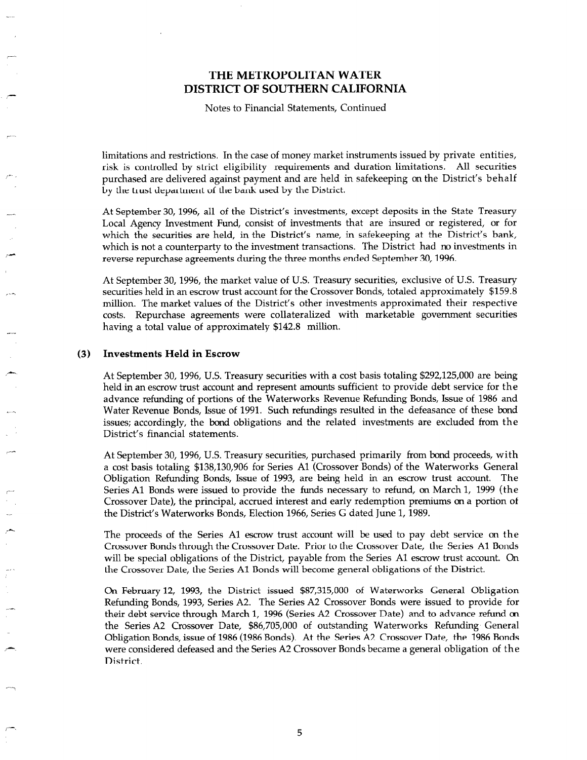limitations and restrictions. In the case of money market instruments issued by private entities, risk is controlled by strict eligibility requirements and duration limitations. All securities purchased are delivered against payment and are held in safekeeping on the District's behalf by the trust department of the bank used by the District.

At September 30, 1996, all of the District's investments, except deposits in the State Treasury Local Agency Investment Fund, consist of investments that are insured or registered, or for which the securities are held, in the District's name, in safekeeping at the District's bank, which is not a counterparty to the investment transactions. The District had no investments in reverse repurchase agreements during the three months ended September 30, 1996.

At September 30, 1996, the market value of U.S. Treasury securities, exclusive of U.S. Treasury securities held in an escrow trust account for the Crossover Bonds, totaled approximately $159.8 million. The market values of the District's other investments approximated their respective costs. Repurchase agreements were collateralized with marketable government securities having a total value of approximately $142.8 million.

## (3) Investments Held in Escrow

At September 30, 1996, U.S. Treasury securities with a cost basis totaling $292,125,000 are being held in an escrow trust account and represent amounts sufficient to provide debt service for the advance refunding of portions of the Waterworks Revenue Refunding Bonds, Issue of 1986 and Water Revenue Bonds, Issue of 1991. Such refundings resulted in the defeasance of these bond issues; accordingly, the bond obligations and the related investments are excluded from the District's financial statements.

At September 30, 1996, U.S. Treasury securities, purchased primarily from bond proceeds, with a cost basis totaling $138,130,906 for Series A1 (Crossover Bonds) of the Waterworks General Obligation Refunding Bonds, Issue of 1993, are being held in an escrow trust account. The Series A1 Bonds were issued to provide the funds necessary to refund, on March 1, 1999 (the Crossover Date), the principal, accrued interest and early redemption premiums on a portion of the District's Waterworks Bonds, Election 1966, Series G dated June 1, 1989.

The proceeds of the Series A1 escrow trust account will be used to pay debt service on the Crossover Bonds through the Crossover Date. Prior to the Crossover Date, the Series A1 Bonds will be special obligations of the District, payable from the Series A1 escrow trust account. On the Crossover Date, the Series A1 Bonds will become general obligations of the District.

On February 12, 1993, the District issued $87,315,000 of Waterworks General Obligation Refunding Bonds, 1993, Series A2. The Series A2 Crossover Bonds were issued to provide for their debt service through March 1, 1996 (Series A2 Crossover Date) and to advance refund on the Series A2 Crossover Date, $86,705,000 of outstanding Waterworks Refunding General Obligation Bonds, issue of 1986 (1986 Bonds). At the Series A2 Crossover Date, the 1986 Bonds were considered defeased and the Series A2 Crossover Bonds became a general obligation of the District.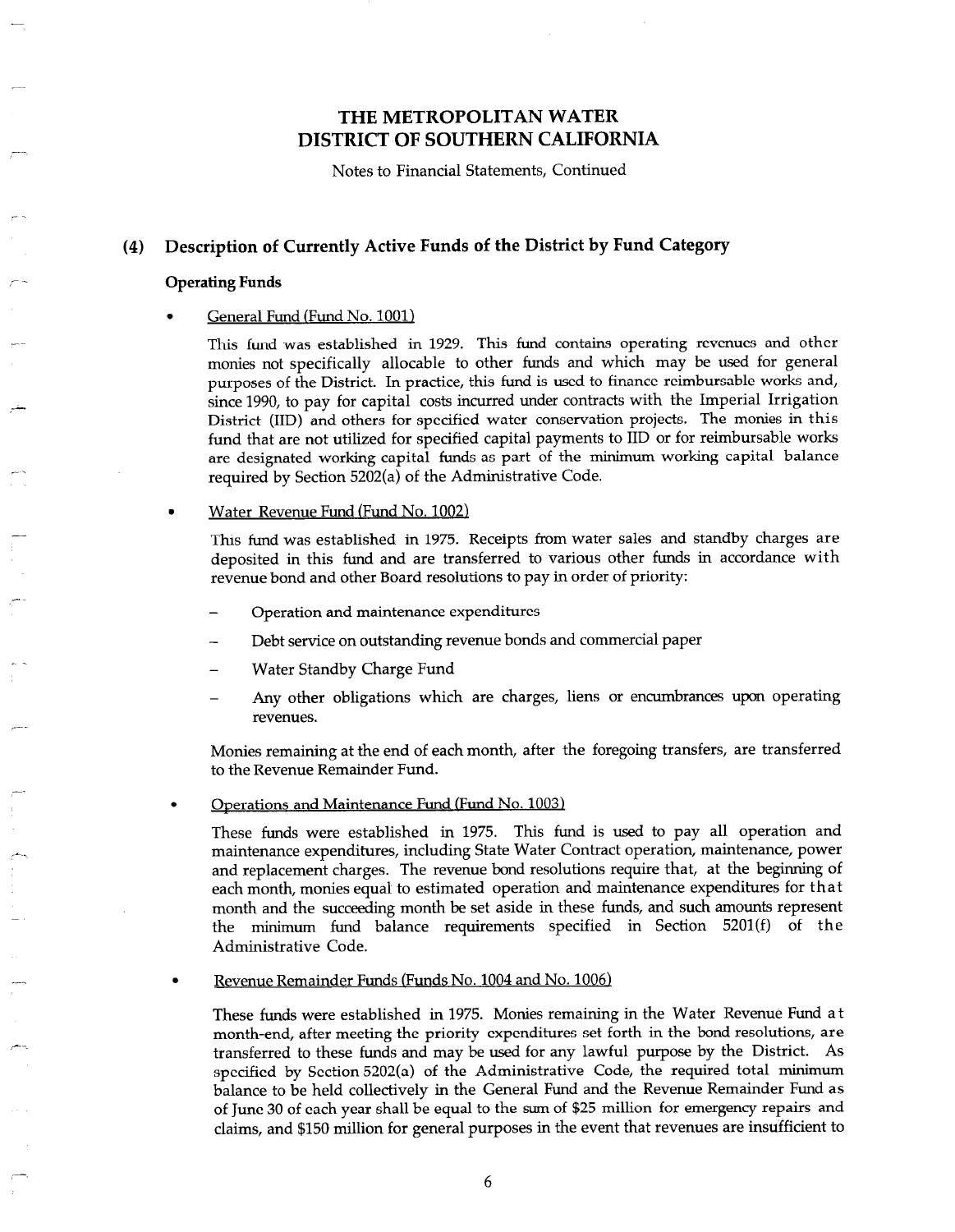# THE METROPOLITAN WATER DISTRICT OF SOUTHERN CALIFORNIA

Notes to Financial Statements, Continued

## (4) Description of Currently Active Funds of the District by Fund Category

### Operating Funds

- General Fund (Fund No. 1001)

  This fund was established in 1929. This fund contains operating revenues and other monies not specifically allocable to other funds and which may be used for general purposes of the District. In practice, this fund is used to finance reimbursable works and, since 1990, to pay for capital costs incurred under contracts with the Imperial Irrigation District (IID) and others for specified water conservation projects. The monies in this fund that are not utilized for specified capital payments to IID or for reimbursable works are designated working capital funds as part of the minimum working capital balance required by Section 5202(a) of the Administrative Code.

- Water Revenue Fund (Fund No. 1002)

  This fund was established in 1975. Receipts from water sales and standby charges are deposited in this fund and are transferred to various other funds in accordance with revenue bond and other Board resolutions to pay in order of priority:

  - Operation and maintenance expenditures
  - Debt service on outstanding revenue bonds and commercial paper
  - Water Standby Charge Fund
  - Any other obligations which are charges, liens or encumbrances upon operating revenues.

  Monies remaining at the end of each month, after the foregoing transfers, are transferred to the Revenue Remainder Fund.

- Operations and Maintenance Fund (Fund No. 1003)

  These funds were established in 1975. This fund is used to pay all operation and maintenance expenditures, including State Water Contract operation, maintenance, power and replacement charges. The revenue bond resolutions require that, at the beginning of each month, monies equal to estimated operation and maintenance expenditures for that month and the succeeding month be set aside in these funds, and such amounts represent the minimum fund balance requirements specified in Section 5201(f) of the Administrative Code.

- Revenue Remainder Funds (Funds No. 1004 and No. 1006)

  These funds were established in 1975. Monies remaining in the Water Revenue Fund at month-end, after meeting the priority expenditures set forth in the bond resolutions, are transferred to these funds and may be used for any lawful purpose by the District. As specified by Section 5202(a) of the Administrative Code, the required total minimum balance to be held collectively in the General Fund and the Revenue Remainder Fund as of June 30 of each year shall be equal to the sum of $25 million for emergency repairs and claims, and $150 million for general purposes in the event that revenues are insufficient to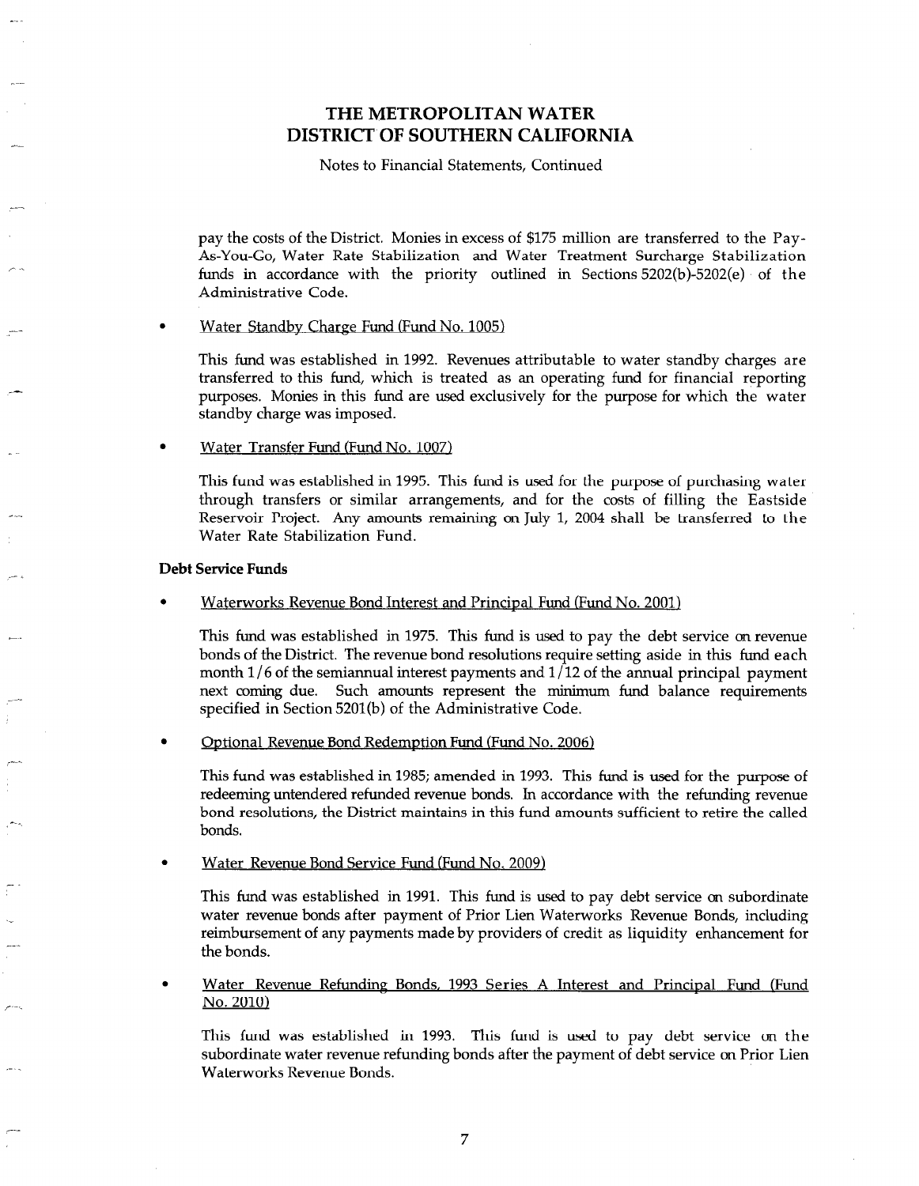pay the costs of the District. Monies in excess of $175 million are transferred to the Pay-As-You-Go, Water Rate Stabilization and Water Treatment Surcharge Stabilization funds in accordance with the priority outlined in Sections 5202(b)-5202(e) of the Administrative Code.

- Water Standby Charge Fund (Fund No. 1005)

  This fund was established in 1992. Revenues attributable to water standby charges are transferred to this fund, which is treated as an operating fund for financial reporting purposes. Monies in this fund are used exclusively for the purpose for which the water standby charge was imposed.

- Water Transfer Fund (Fund No. 1007)

  This fund was established in 1995. This fund is used for the purpose of purchasing water through transfers or similar arrangements, and for the costs of filling the Eastside Reservoir Project. Any amounts remaining on July 1, 2004 shall be transferred to the Water Rate Stabilization Fund.

**Debt Service Funds**

- Waterworks Revenue Bond Interest and Principal Fund (Fund No. 2001)

  This fund was established in 1975. This fund is used to pay the debt service on revenue bonds of the District. The revenue bond resolutions require setting aside in this fund each month 1/6 of the semiannual interest payments and 1/12 of the annual principal payment next coming due. Such amounts represent the minimum fund balance requirements specified in Section 5201(b) of the Administrative Code.

- Optional Revenue Bond Redemption Fund (Fund No. 2006)

  This fund was established in 1985; amended in 1993. This fund is used for the purpose of redeeming untendered refunded revenue bonds. In accordance with the refunding revenue bond resolutions, the District maintains in this fund amounts sufficient to retire the called bonds.

- Water Revenue Bond Service Fund (Fund No. 2009)

  This fund was established in 1991. This fund is used to pay debt service on subordinate water revenue bonds after payment of Prior Lien Waterworks Revenue Bonds, including reimbursement of any payments made by providers of credit as liquidity enhancement for the bonds.

- Water Revenue Refunding Bonds, 1993 Series A Interest and Principal Fund (Fund No. 2010)

  This fund was established in 1993. This fund is used to pay debt service on the subordinate water revenue refunding bonds after the payment of debt service on Prior Lien Waterworks Revenue Bonds.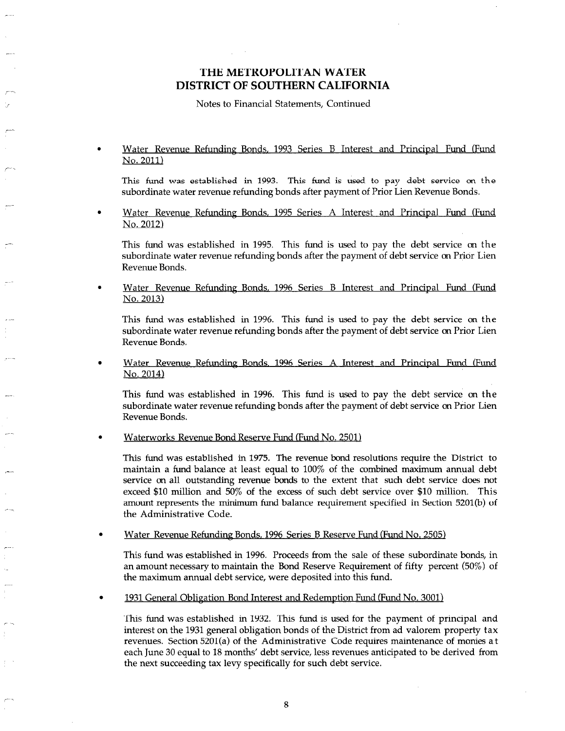# THE METROPOLITAN WATER DISTRICT OF SOUTHERN CALIFORNIA

Notes to Financial Statements, Continued

- Water Revenue Refunding Bonds, 1993 Series B Interest and Principal Fund (Fund No. 2011)

  This fund was established in 1993. This fund is used to pay debt service on the subordinate water revenue refunding bonds after payment of Prior Lien Revenue Bonds.

- Water Revenue Refunding Bonds, 1995 Series A Interest and Principal Fund (Fund No. 2012)

  This fund was established in 1995. This fund is used to pay the debt service on the subordinate water revenue refunding bonds after the payment of debt service on Prior Lien Revenue Bonds.

- Water Revenue Refunding Bonds, 1996 Series B Interest and Principal Fund (Fund No. 2013)

  This fund was established in 1996. This fund is used to pay the debt service on the subordinate water revenue refunding bonds after the payment of debt service on Prior Lien Revenue Bonds.

- Water Revenue Refunding Bonds, 1996 Series A Interest and Principal Fund (Fund No. 2014)

  This fund was established in 1996. This fund is used to pay the debt service on the subordinate water revenue refunding bonds after the payment of debt service on Prior Lien Revenue Bonds.

- Waterworks Revenue Bond Reserve Fund (Fund No. 2501)

  This fund was established in 1975. The revenue bond resolutions require the District to maintain a fund balance at least equal to 100% of the combined maximum annual debt service on all outstanding revenue bonds to the extent that such debt service does not exceed $10 million and 50% of the excess of such debt service over $10 million. This amount represents the minimum fund balance requirement specified in Section 5201(b) of the Administrative Code.

- Water Revenue Refunding Bonds, 1996 Series B Reserve Fund (Fund No. 2505)

  This fund was established in 1996. Proceeds from the sale of these subordinate bonds, in an amount necessary to maintain the Bond Reserve Requirement of fifty percent (50%) of the maximum annual debt service, were deposited into this fund.

- 1931 General Obligation Bond Interest and Redemption Fund (Fund No. 3001)

  This fund was established in 1932. This fund is used for the payment of principal and interest on the 1931 general obligation bonds of the District from ad valorem property tax revenues. Section 5201(a) of the Administrative Code requires maintenance of monies at each June 30 equal to 18 months' debt service, less revenues anticipated to be derived from the next succeeding tax levy specifically for such debt service.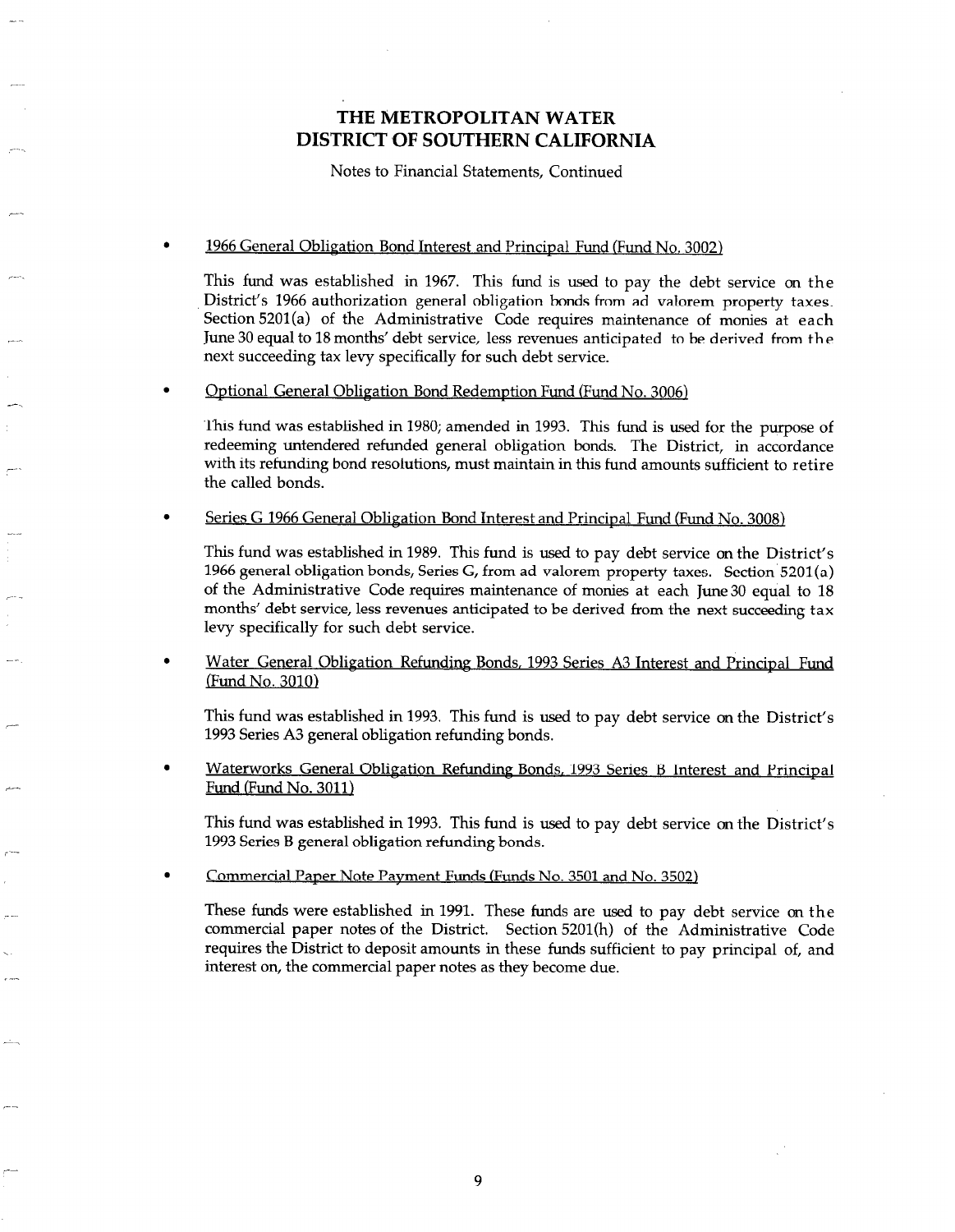# THE METROPOLITAN WATER DISTRICT OF SOUTHERN CALIFORNIA

Notes to Financial Statements, Continued

- 1966 General Obligation Bond Interest and Principal Fund (Fund No. 3002)

  This fund was established in 1967. This fund is used to pay the debt service on the District's 1966 authorization general obligation bonds from ad valorem property taxes. Section 5201(a) of the Administrative Code requires maintenance of monies at each June 30 equal to 18 months' debt service, less revenues anticipated to be derived from the next succeeding tax levy specifically for such debt service.

- Optional General Obligation Bond Redemption Fund (Fund No. 3006)

  This fund was established in 1980; amended in 1993. This fund is used for the purpose of redeeming untendered refunded general obligation bonds. The District, in accordance with its refunding bond resolutions, must maintain in this fund amounts sufficient to retire the called bonds.

- Series G 1966 General Obligation Bond Interest and Principal Fund (Fund No. 3008)

  This fund was established in 1989. This fund is used to pay debt service on the District's 1966 general obligation bonds, Series G, from ad valorem property taxes. Section 5201(a) of the Administrative Code requires maintenance of monies at each June 30 equal to 18 months' debt service, less revenues anticipated to be derived from the next succeeding tax levy specifically for such debt service.

- Water General Obligation Refunding Bonds, 1993 Series A3 Interest and Principal Fund (Fund No. 3010)

  This fund was established in 1993. This fund is used to pay debt service on the District's 1993 Series A3 general obligation refunding bonds.

- Waterworks General Obligation Refunding Bonds, 1993 Series B Interest and Principal Fund (Fund No. 3011)

  This fund was established in 1993. This fund is used to pay debt service on the District's 1993 Series B general obligation refunding bonds.

- Commercial Paper Note Payment Funds (Funds No. 3501 and No. 3502)

  These funds were established in 1991. These funds are used to pay debt service on the commercial paper notes of the District. Section 5201(h) of the Administrative Code requires the District to deposit amounts in these funds sufficient to pay principal of, and interest on, the commercial paper notes as they become due.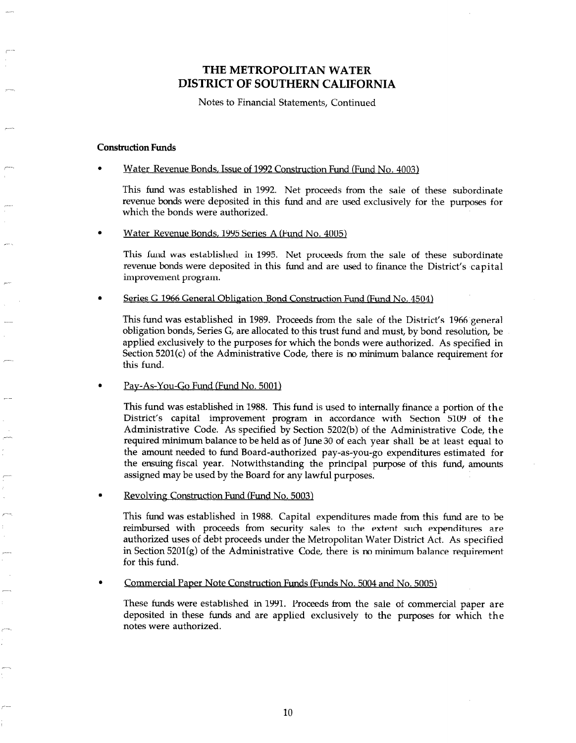# THE METROPOLITAN WATER DISTRICT OF SOUTHERN CALIFORNIA

Notes to Financial Statements, Continued

**Construction Funds**

- Water Revenue Bonds, Issue of 1992 Construction Fund (Fund No. 4003)

  This fund was established in 1992. Net proceeds from the sale of these subordinate revenue bonds were deposited in this fund and are used exclusively for the purposes for which the bonds were authorized.

- Water Revenue Bonds, 1995 Series A (Fund No. 4005)

  This fund was established in 1995. Net proceeds from the sale of these subordinate revenue bonds were deposited in this fund and are used to finance the District's capital improvement program.

- Series G 1966 General Obligation Bond Construction Fund (Fund No. 4504)

  This fund was established in 1989. Proceeds from the sale of the District's 1966 general obligation bonds, Series G, are allocated to this trust fund and must, by bond resolution, be applied exclusively to the purposes for which the bonds were authorized. As specified in Section 5201(c) of the Administrative Code, there is no minimum balance requirement for this fund.

- Pay-As-You-Go Fund (Fund No. 5001)

  This fund was established in 1988. This fund is used to internally finance a portion of the District's capital improvement program in accordance with Section 5109 of the Administrative Code. As specified by Section 5202(b) of the Administrative Code, the required minimum balance to be held as of June 30 of each year shall be at least equal to the amount needed to fund Board-authorized pay-as-you-go expenditures estimated for the ensuing fiscal year. Notwithstanding the principal purpose of this fund, amounts assigned may be used by the Board for any lawful purposes.

- Revolving Construction Fund (Fund No. 5003)

  This fund was established in 1988. Capital expenditures made from this fund are to be reimbursed with proceeds from security sales to the extent such expenditures are authorized uses of debt proceeds under the Metropolitan Water District Act. As specified in Section 5201(g) of the Administrative Code, there is no minimum balance requirement for this fund.

- Commercial Paper Note Construction Funds (Funds No. 5004 and No. 5005)

  These funds were established in 1991. Proceeds from the sale of commercial paper are deposited in these funds and are applied exclusively to the purposes for which the notes were authorized.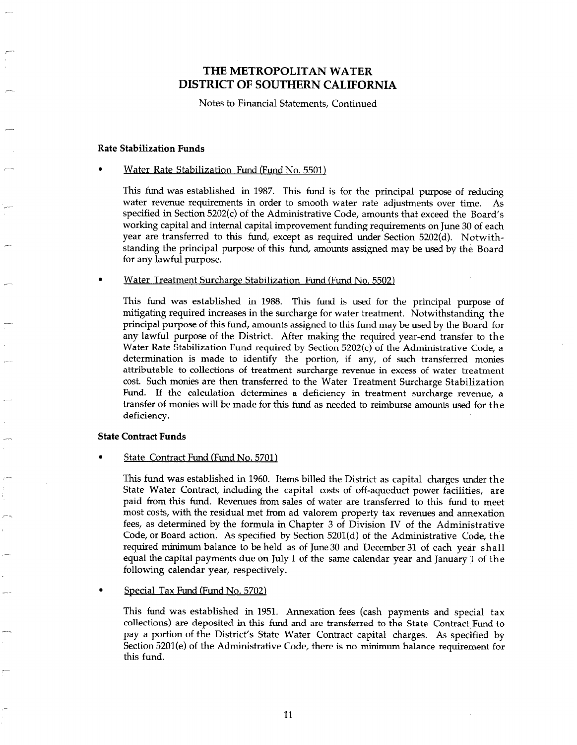# THE METROPOLITAN WATER DISTRICT OF SOUTHERN CALIFORNIA

Notes to Financial Statements, Continued

### Rate Stabilization Funds

- Water Rate Stabilization Fund (Fund No. 5501)

  This fund was established in 1987. This fund is for the principal purpose of reducing water revenue requirements in order to smooth water rate adjustments over time. As specified in Section 5202(c) of the Administrative Code, amounts that exceed the Board's working capital and internal capital improvement funding requirements on June 30 of each year are transferred to this fund, except as required under Section 5202(d). Notwithstanding the principal purpose of this fund, amounts assigned may be used by the Board for any lawful purpose.

- Water Treatment Surcharge Stabilization Fund (Fund No. 5502)

  This fund was established in 1988. This fund is used for the principal purpose of mitigating required increases in the surcharge for water treatment. Notwithstanding the principal purpose of this fund, amounts assigned to this fund may be used by the Board for any lawful purpose of the District. After making the required year-end transfer to the Water Rate Stabilization Fund required by Section 5202(c) of the Administrative Code, a determination is made to identify the portion, if any, of such transferred monies attributable to collections of treatment surcharge revenue in excess of water treatment cost. Such monies are then transferred to the Water Treatment Surcharge Stabilization Fund. If the calculation determines a deficiency in treatment surcharge revenue, a transfer of monies will be made for this fund as needed to reimburse amounts used for the deficiency.

### State Contract Funds

- State Contract Fund (Fund No. 5701)

  This fund was established in 1960. Items billed the District as capital charges under the State Water Contract, including the capital costs of off-aqueduct power facilities, are paid from this fund. Revenues from sales of water are transferred to this fund to meet most costs, with the residual met from ad valorem property tax revenues and annexation fees, as determined by the formula in Chapter 3 of Division IV of the Administrative Code, or Board action. As specified by Section 5201(d) of the Administrative Code, the required minimum balance to be held as of June 30 and December 31 of each year shall equal the capital payments due on July 1 of the same calendar year and January 1 of the following calendar year, respectively.

- Special Tax Fund (Fund No. 5702)

  This fund was established in 1951. Annexation fees (cash payments and special tax collections) are deposited in this fund and are transferred to the State Contract Fund to pay a portion of the District's State Water Contract capital charges. As specified by Section 5201(e) of the Administrative Code, there is no minimum balance requirement for this fund.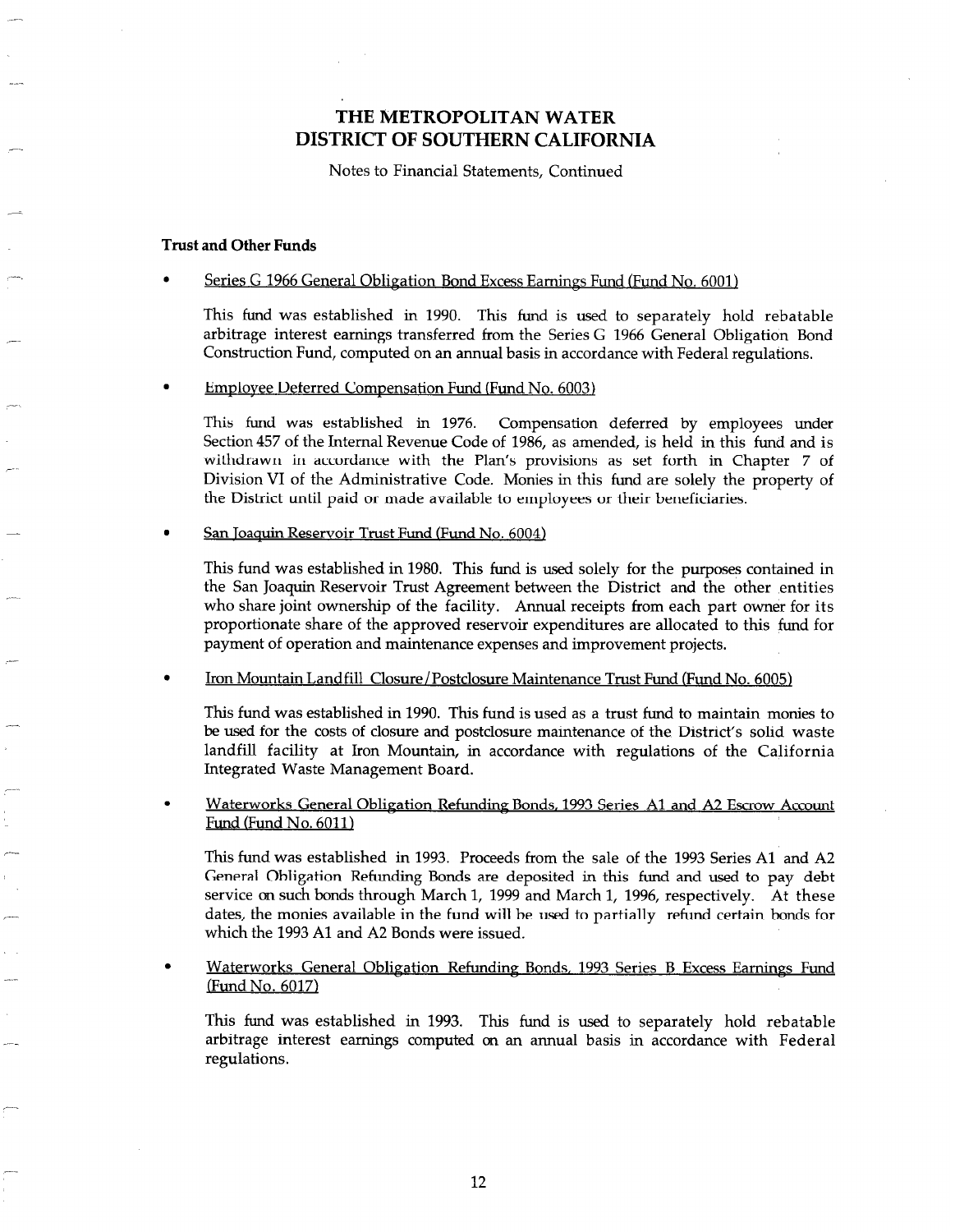# THE METROPOLITAN WATER DISTRICT OF SOUTHERN CALIFORNIA

Notes to Financial Statements, Continued

**Trust and Other Funds**

- Series G 1966 General Obligation Bond Excess Earnings Fund (Fund No. 6001)

  This fund was established in 1990. This fund is used to separately hold rebatable arbitrage interest earnings transferred from the Series G 1966 General Obligation Bond Construction Fund, computed on an annual basis in accordance with Federal regulations.

- Employee Deferred Compensation Fund (Fund No. 6003)

  This fund was established in 1976. Compensation deferred by employees under Section 457 of the Internal Revenue Code of 1986, as amended, is held in this fund and is withdrawn in accordance with the Plan's provisions as set forth in Chapter 7 of Division VI of the Administrative Code. Monies in this fund are solely the property of the District until paid or made available to employees or their beneficiaries.

- San Joaquin Reservoir Trust Fund (Fund No. 6004)

  This fund was established in 1980. This fund is used solely for the purposes contained in the San Joaquin Reservoir Trust Agreement between the District and the other entities who share joint ownership of the facility. Annual receipts from each part owner for its proportionate share of the approved reservoir expenditures are allocated to this fund for payment of operation and maintenance expenses and improvement projects.

- Iron Mountain Landfill Closure/Postclosure Maintenance Trust Fund (Fund No. 6005)

  This fund was established in 1990. This fund is used as a trust fund to maintain monies to be used for the costs of closure and postclosure maintenance of the District's solid waste landfill facility at Iron Mountain, in accordance with regulations of the California Integrated Waste Management Board.

- Waterworks General Obligation Refunding Bonds, 1993 Series A1 and A2 Escrow Account Fund (Fund No. 6011)

  This fund was established in 1993. Proceeds from the sale of the 1993 Series A1 and A2 General Obligation Refunding Bonds are deposited in this fund and used to pay debt service on such bonds through March 1, 1999 and March 1, 1996, respectively. At these dates, the monies available in the fund will be used to partially refund certain bonds for which the 1993 A1 and A2 Bonds were issued.

- Waterworks General Obligation Refunding Bonds, 1993 Series B Excess Earnings Fund (Fund No. 6017)

  This fund was established in 1993. This fund is used to separately hold rebatable arbitrage interest earnings computed on an annual basis in accordance with Federal regulations.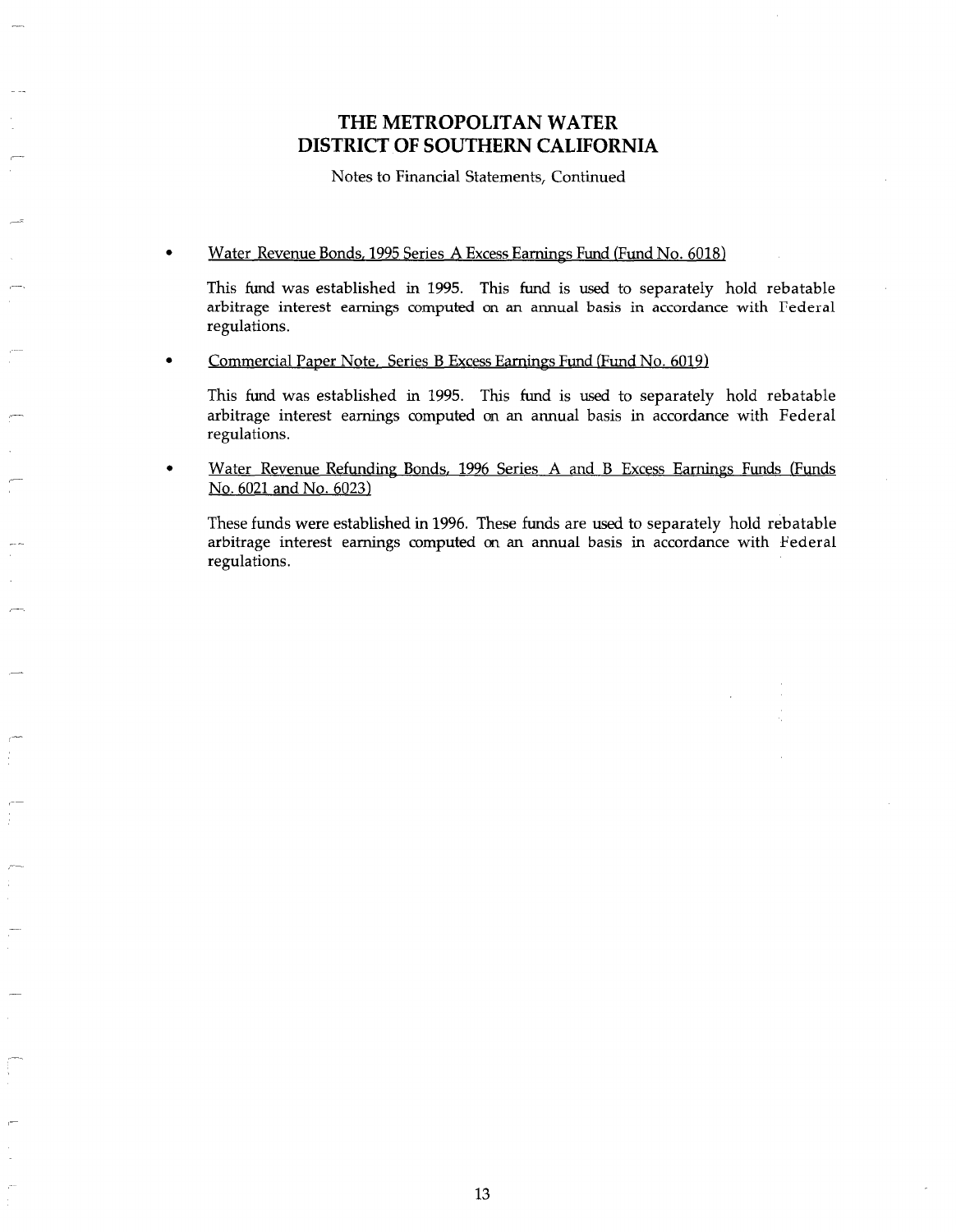# THE METROPOLITAN WATER DISTRICT OF SOUTHERN CALIFORNIA

Notes to Financial Statements, Continued

- Water Revenue Bonds, 1995 Series A Excess Earnings Fund (Fund No. 6018)

  This fund was established in 1995. This fund is used to separately hold rebatable arbitrage interest earnings computed on an annual basis in accordance with Federal regulations.

- Commercial Paper Note, Series B Excess Earnings Fund (Fund No. 6019)

  This fund was established in 1995. This fund is used to separately hold rebatable arbitrage interest earnings computed on an annual basis in accordance with Federal regulations.

- Water Revenue Refunding Bonds, 1996 Series A and B Excess Earnings Funds (Funds No. 6021 and No. 6023)

  These funds were established in 1996. These funds are used to separately hold rebatable arbitrage interest earnings computed on an annual basis in accordance with Federal regulations.